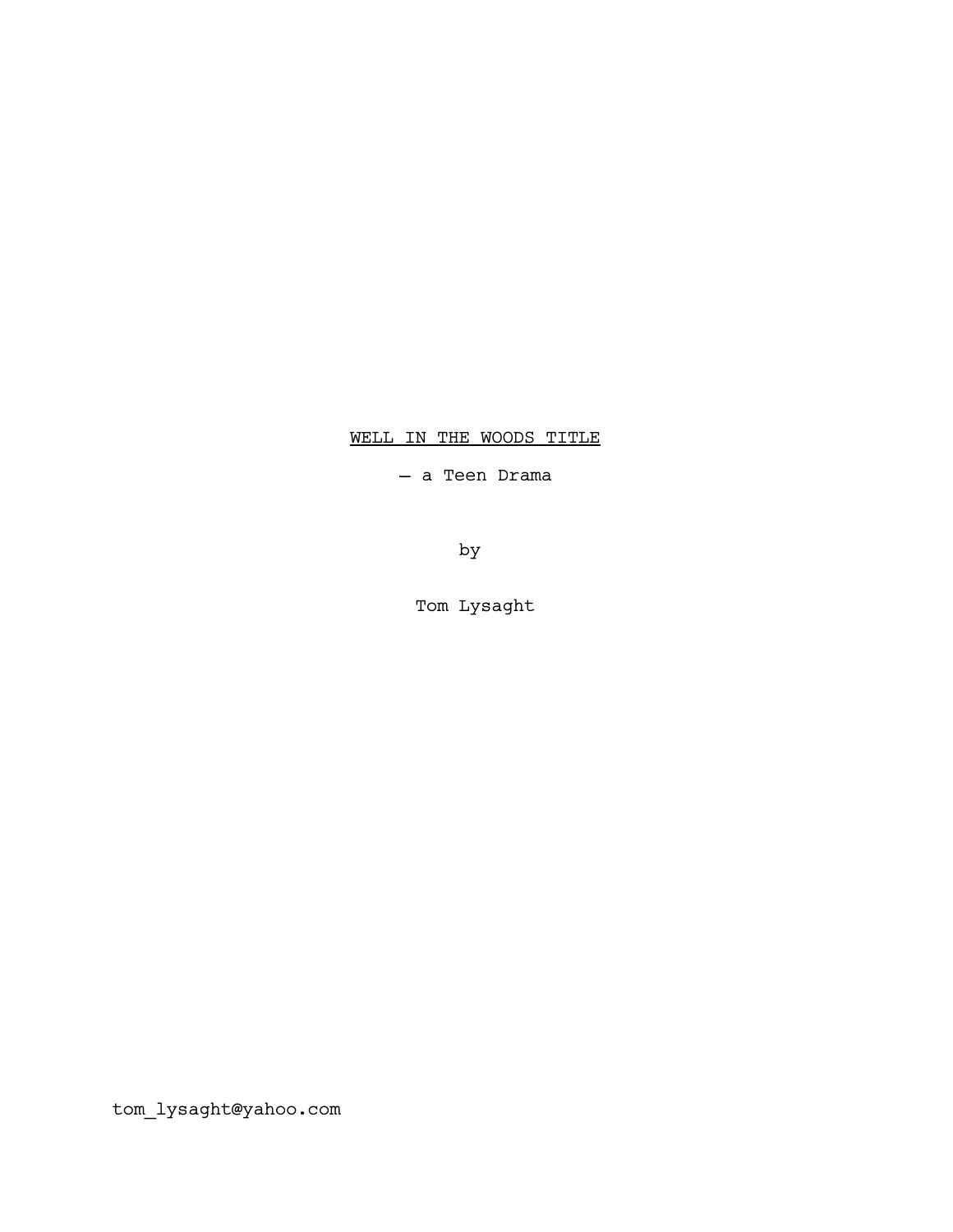<u>WELL IN THE WOODS TITLE</u>

— a Teen Drama

by

Tom Lysaght

tom_lysaght@yahoo.com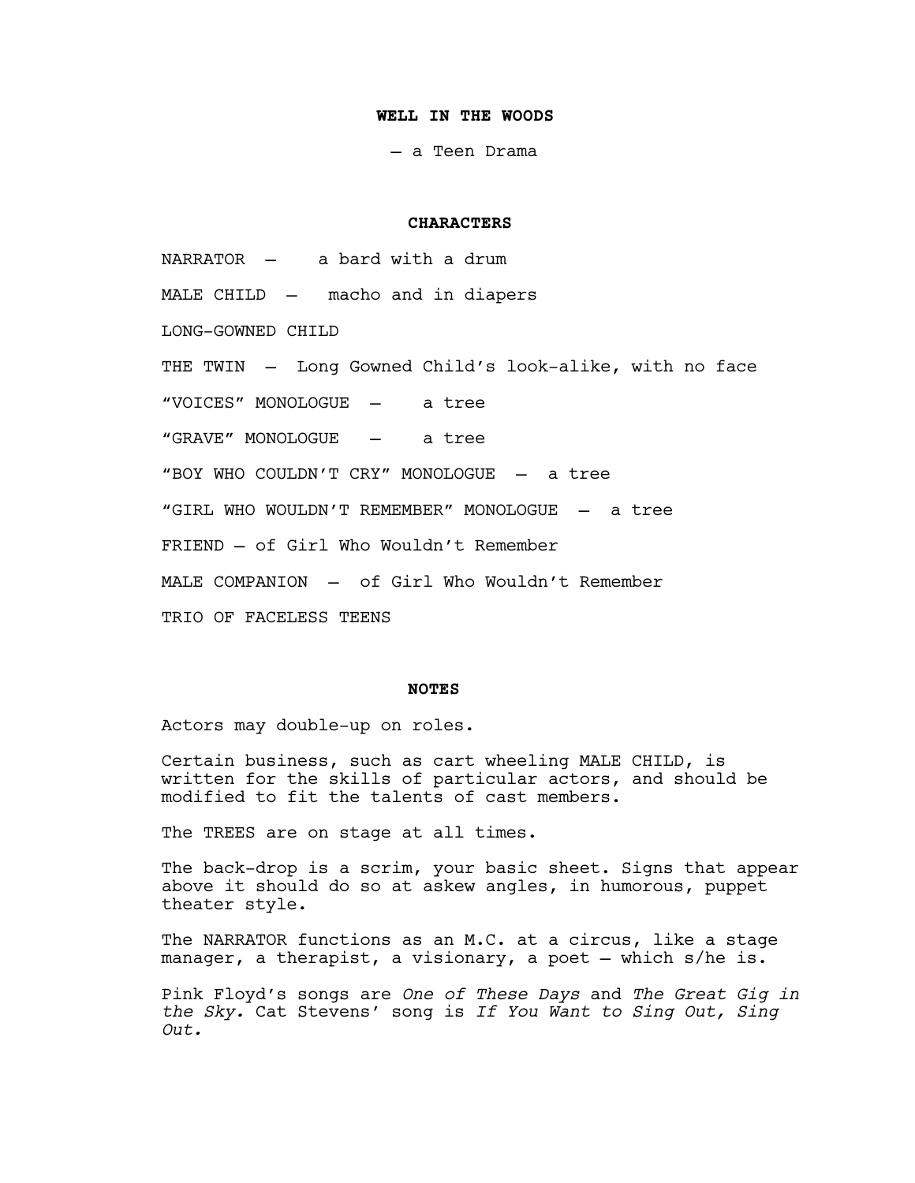**WELL IN THE WOODS**

— a Teen Drama

**CHARACTERS**

NARRATOR — a bard with a drum

MALE CHILD — macho and in diapers

LONG-GOWNED CHILD

THE TWIN — Long Gowned Child's look-alike, with no face

"VOICES" MONOLOGUE — a tree

"GRAVE" MONOLOGUE — a tree

"BOY WHO COULDN'T CRY" MONOLOGUE — a tree

"GIRL WHO WOULDN'T REMEMBER" MONOLOGUE — a tree

FRIEND — of Girl Who Wouldn't Remember

MALE COMPANION — of Girl Who Wouldn't Remember

TRIO OF FACELESS TEENS

**NOTES**

Actors may double-up on roles.

Certain business, such as cart wheeling MALE CHILD, is written for the skills of particular actors, and should be modified to fit the talents of cast members.

The TREES are on stage at all times.

The back-drop is a scrim, your basic sheet. Signs that appear above it should do so at askew angles, in humorous, puppet theater style.

The NARRATOR functions as an M.C. at a circus, like a stage manager, a therapist, a visionary, a poet — which s/he is.

Pink Floyd's songs are *One of These Days* and *The Great Gig in the Sky.* Cat Stevens' song is *If You Want to Sing Out, Sing Out.*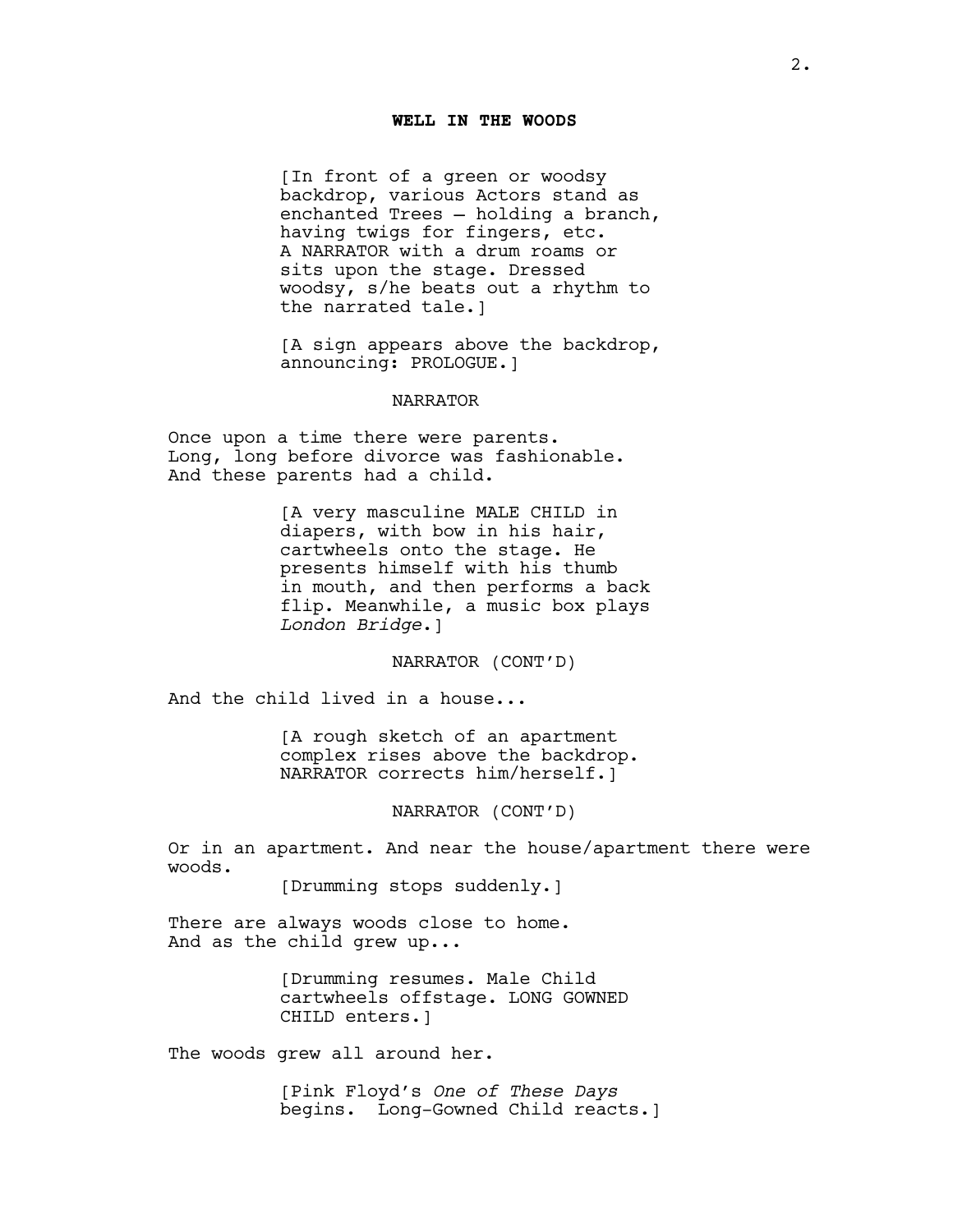**WELL IN THE WOODS**

[In front of a green or woodsy backdrop, various Actors stand as enchanted Trees – holding a branch, having twigs for fingers, etc. A NARRATOR with a drum roams or sits upon the stage. Dressed woodsy, s/he beats out a rhythm to the narrated tale.]

[A sign appears above the backdrop, announcing: PROLOGUE.]

NARRATOR

Once upon a time there were parents.
Long, long before divorce was fashionable.
And these parents had a child.

[A very masculine MALE CHILD in diapers, with bow in his hair, cartwheels onto the stage. He presents himself with his thumb in mouth, and then performs a back flip. Meanwhile, a music box plays *London Bridge*.]

NARRATOR (CONT'D)

And the child lived in a house...

[A rough sketch of an apartment complex rises above the backdrop. NARRATOR corrects him/herself.]

NARRATOR (CONT'D)

Or in an apartment. And near the house/apartment there were woods.

[Drumming stops suddenly.]

There are always woods close to home.
And as the child grew up...

[Drumming resumes. Male Child cartwheels offstage. LONG GOWNED CHILD enters.]

The woods grew all around her.

[Pink Floyd's *One of These Days* begins. Long-Gowned Child reacts.]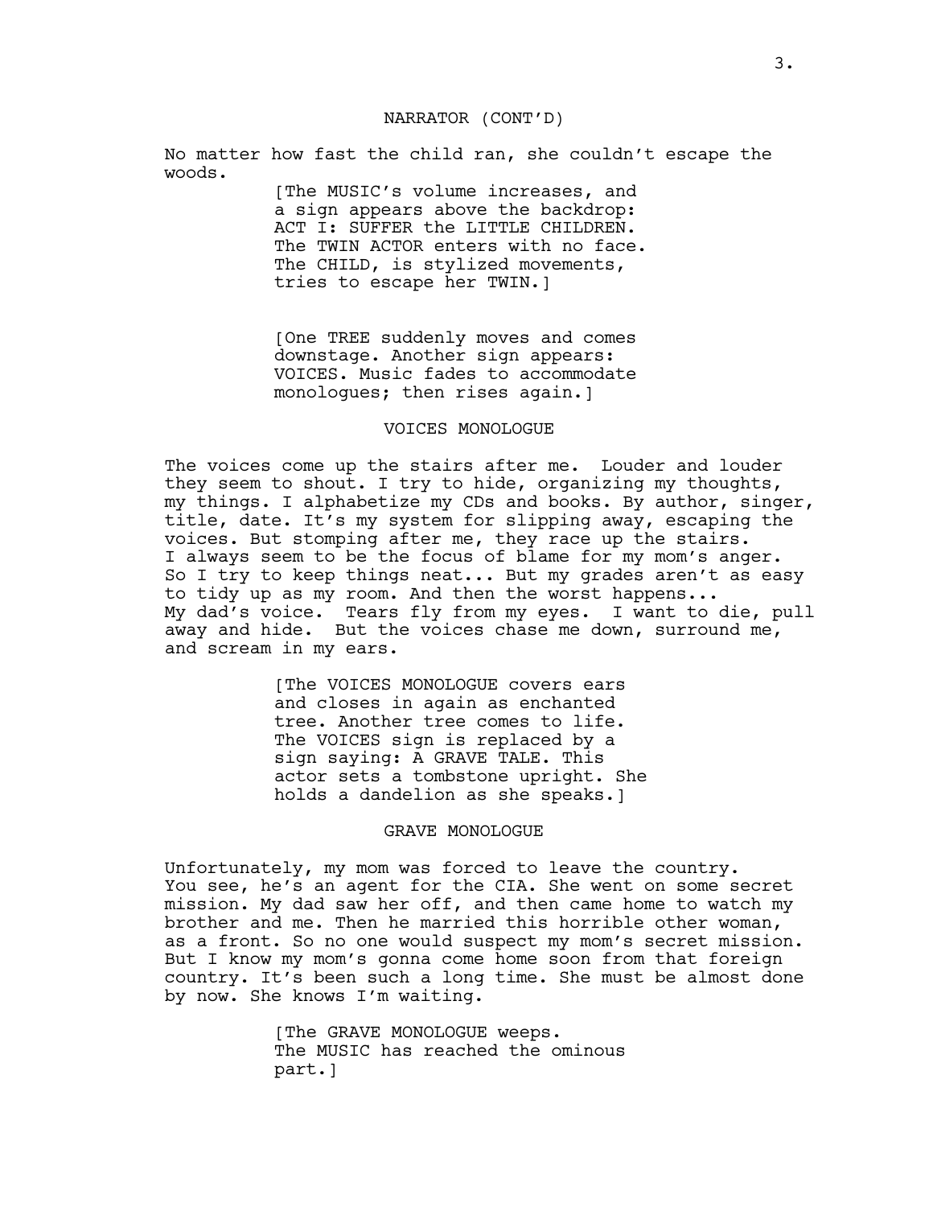NARRATOR (CONT'D)

No matter how fast the child ran, she couldn't escape the woods.

[The MUSIC's volume increases, and a sign appears above the backdrop: ACT I: SUFFER the LITTLE CHILDREN. The TWIN ACTOR enters with no face. The CHILD, is stylized movements, tries to escape her TWIN.]

[One TREE suddenly moves and comes downstage. Another sign appears: VOICES. Music fades to accommodate monologues; then rises again.]

VOICES MONOLOGUE

The voices come up the stairs after me. Louder and louder they seem to shout. I try to hide, organizing my thoughts, my things. I alphabetize my CDs and books. By author, singer, title, date. It's my system for slipping away, escaping the voices. But stomping after me, they race up the stairs. I always seem to be the focus of blame for my mom's anger. So I try to keep things neat... But my grades aren't as easy to tidy up as my room. And then the worst happens... My dad's voice. Tears fly from my eyes. I want to die, pull away and hide. But the voices chase me down, surround me, and scream in my ears.

[The VOICES MONOLOGUE covers ears and closes in again as enchanted tree. Another tree comes to life. The VOICES sign is replaced by a sign saying: A GRAVE TALE. This actor sets a tombstone upright. She holds a dandelion as she speaks.]

GRAVE MONOLOGUE

Unfortunately, my mom was forced to leave the country. You see, he's an agent for the CIA. She went on some secret mission. My dad saw her off, and then came home to watch my brother and me. Then he married this horrible other woman, as a front. So no one would suspect my mom's secret mission. But I know my mom's gonna come home soon from that foreign country. It's been such a long time. She must be almost done by now. She knows I'm waiting.

[The GRAVE MONOLOGUE weeps. The MUSIC has reached the ominous part.]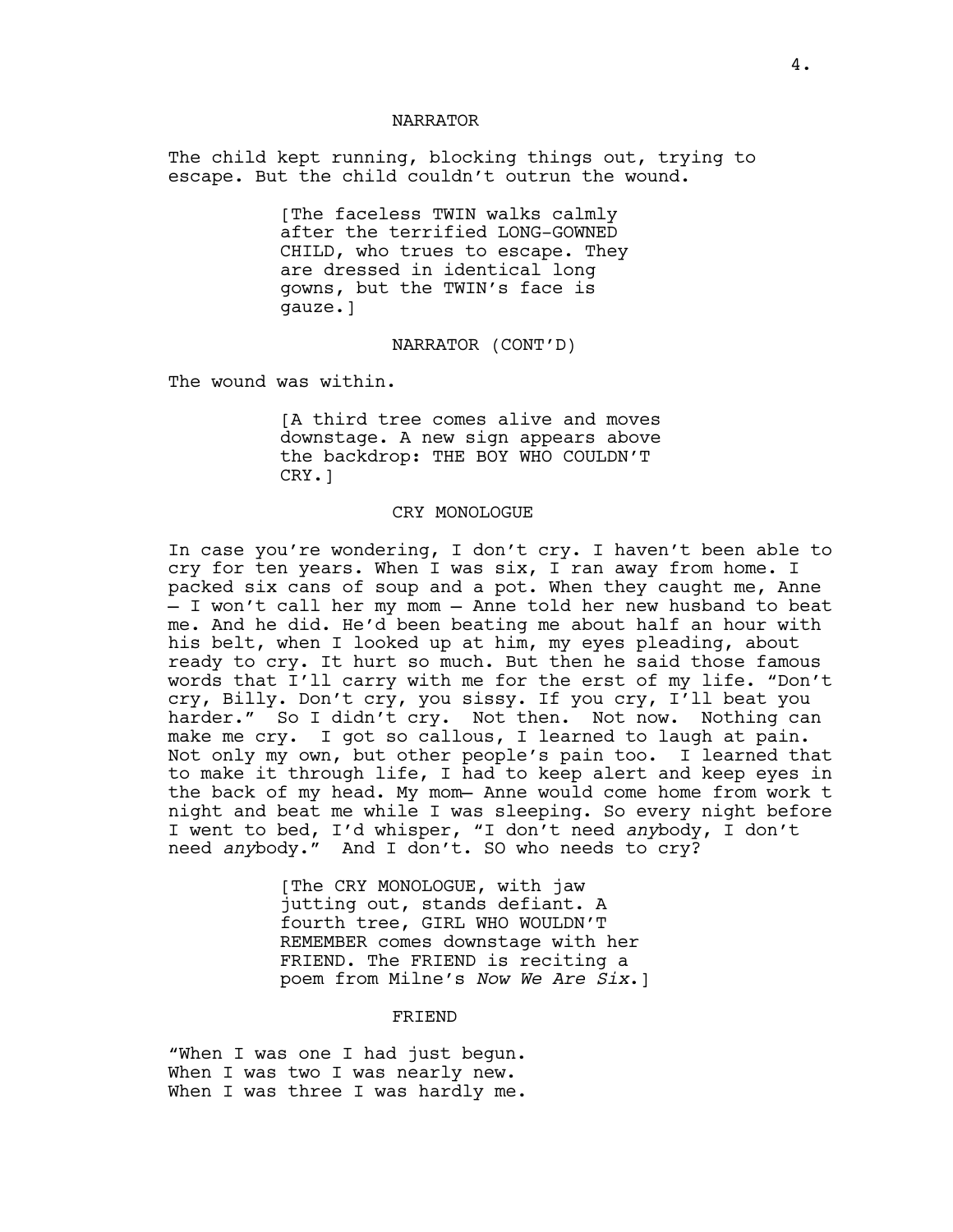NARRATOR

The child kept running, blocking things out, trying to escape. But the child couldn't outrun the wound.

[The faceless TWIN walks calmly after the terrified LONG-GOWNED CHILD, who trues to escape. They are dressed in identical long gowns, but the TWIN's face is gauze.]

NARRATOR (CONT'D)

The wound was within.

[A third tree comes alive and moves downstage. A new sign appears above the backdrop: THE BOY WHO COULDN'T CRY.]

CRY MONOLOGUE

In case you're wondering, I don't cry. I haven't been able to cry for ten years. When I was six, I ran away from home. I packed six cans of soup and a pot. When they caught me, Anne — I won't call her my mom — Anne told her new husband to beat me. And he did. He'd been beating me about half an hour with his belt, when I looked up at him, my eyes pleading, about ready to cry. It hurt so much. But then he said those famous words that I'll carry with me for the erst of my life. "Don't cry, Billy. Don't cry, you sissy. If you cry, I'll beat you harder." So I didn't cry. Not then. Not now. Nothing can make me cry. I got so callous, I learned to laugh at pain. Not only my own, but other people's pain too. I learned that to make it through life, I had to keep alert and keep eyes in the back of my head. My mom— Anne would come home from work t night and beat me while I was sleeping. So every night before I went to bed, I'd whisper, "I don't need *any*body, I don't need *any*body." And I don't. SO who needs to cry?

[The CRY MONOLOGUE, with jaw jutting out, stands defiant. A fourth tree, GIRL WHO WOULDN'T REMEMBER comes downstage with her FRIEND. The FRIEND is reciting a poem from Milne's *Now We Are Six*.]

FRIEND

"When I was one I had just begun.
When I was two I was nearly new.
When I was three I was hardly me.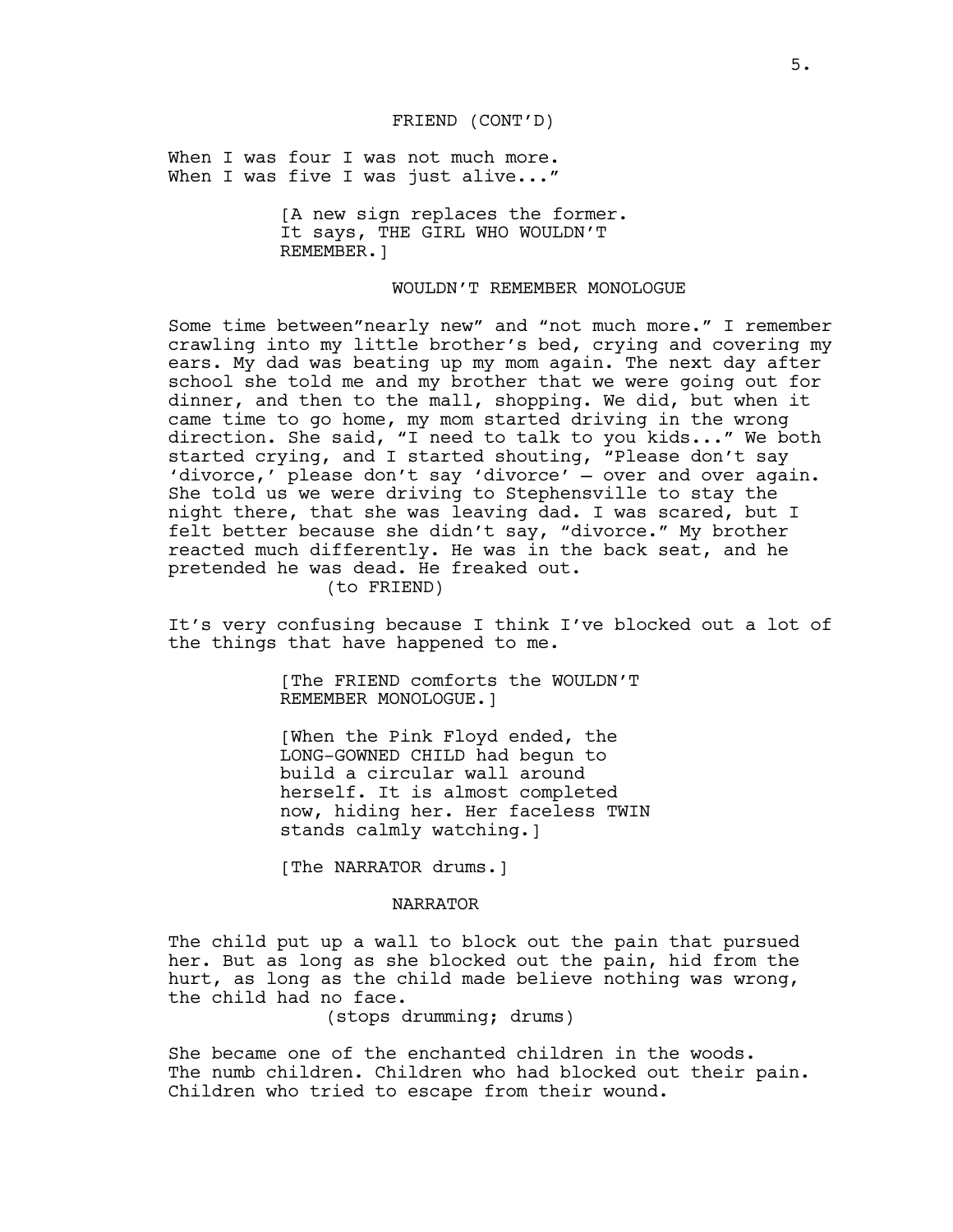FRIEND (CONT'D)

When I was four I was not much more.
When I was five I was just alive..."

[A new sign replaces the former. It says, THE GIRL WHO WOULDN'T REMEMBER.]

WOULDN'T REMEMBER MONOLOGUE

Some time between"nearly new" and "not much more." I remember crawling into my little brother's bed, crying and covering my ears. My dad was beating up my mom again. The next day after school she told me and my brother that we were going out for dinner, and then to the mall, shopping. We did, but when it came time to go home, my mom started driving in the wrong direction. She said, "I need to talk to you kids..." We both started crying, and I started shouting, "Please don't say 'divorce,' please don't say 'divorce' – over and over again. She told us we were driving to Stephensville to stay the night there, that she was leaving dad. I was scared, but I felt better because she didn't say, "divorce." My brother reacted much differently. He was in the back seat, and he pretended he was dead. He freaked out.

(to FRIEND)

It's very confusing because I think I've blocked out a lot of the things that have happened to me.

[The FRIEND comforts the WOULDN'T REMEMBER MONOLOGUE.]

[When the Pink Floyd ended, the LONG-GOWNED CHILD had begun to build a circular wall around herself. It is almost completed now, hiding her. Her faceless TWIN stands calmly watching.]

[The NARRATOR drums.]

NARRATOR

The child put up a wall to block out the pain that pursued her. But as long as she blocked out the pain, hid from the hurt, as long as the child made believe nothing was wrong, the child had no face.

(stops drumming; drums)

She became one of the enchanted children in the woods. The numb children. Children who had blocked out their pain. Children who tried to escape from their wound.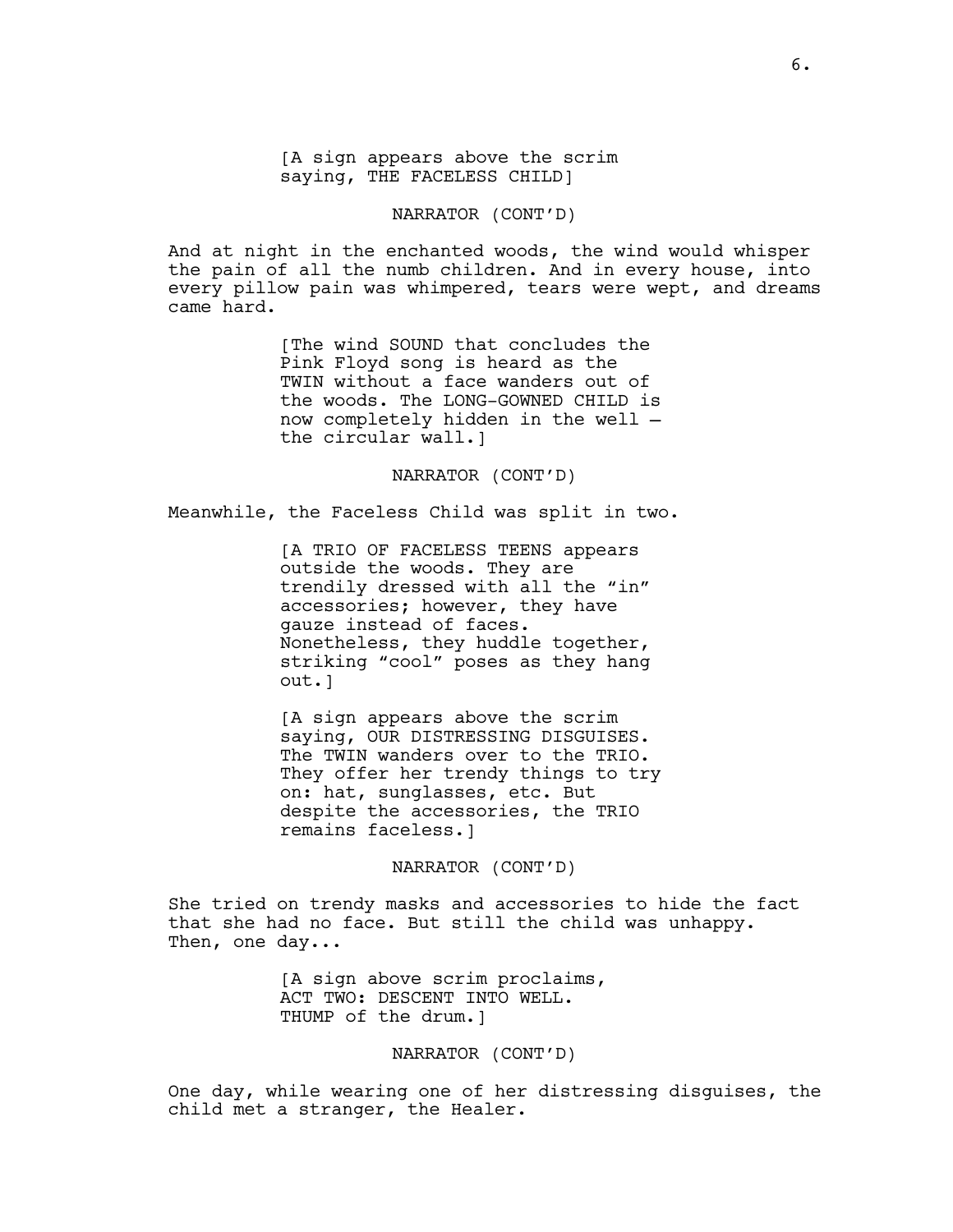[A sign appears above the scrim saying, THE FACELESS CHILD]

NARRATOR (CONT'D)

And at night in the enchanted woods, the wind would whisper the pain of all the numb children. And in every house, into every pillow pain was whimpered, tears were wept, and dreams came hard.

[The wind SOUND that concludes the Pink Floyd song is heard as the TWIN without a face wanders out of the woods. The LONG-GOWNED CHILD is now completely hidden in the well – the circular wall.]

NARRATOR (CONT'D)

Meanwhile, the Faceless Child was split in two.

[A TRIO OF FACELESS TEENS appears outside the woods. They are trendily dressed with all the "in" accessories; however, they have gauze instead of faces. Nonetheless, they huddle together, striking "cool" poses as they hang out.]

[A sign appears above the scrim saying, OUR DISTRESSING DISGUISES. The TWIN wanders over to the TRIO. They offer her trendy things to try on: hat, sunglasses, etc. But despite the accessories, the TRIO remains faceless.]

NARRATOR (CONT'D)

She tried on trendy masks and accessories to hide the fact that she had no face. But still the child was unhappy. Then, one day...

[A sign above scrim proclaims, ACT TWO: DESCENT INTO WELL. THUMP of the drum.]

NARRATOR (CONT'D)

One day, while wearing one of her distressing disguises, the child met a stranger, the Healer.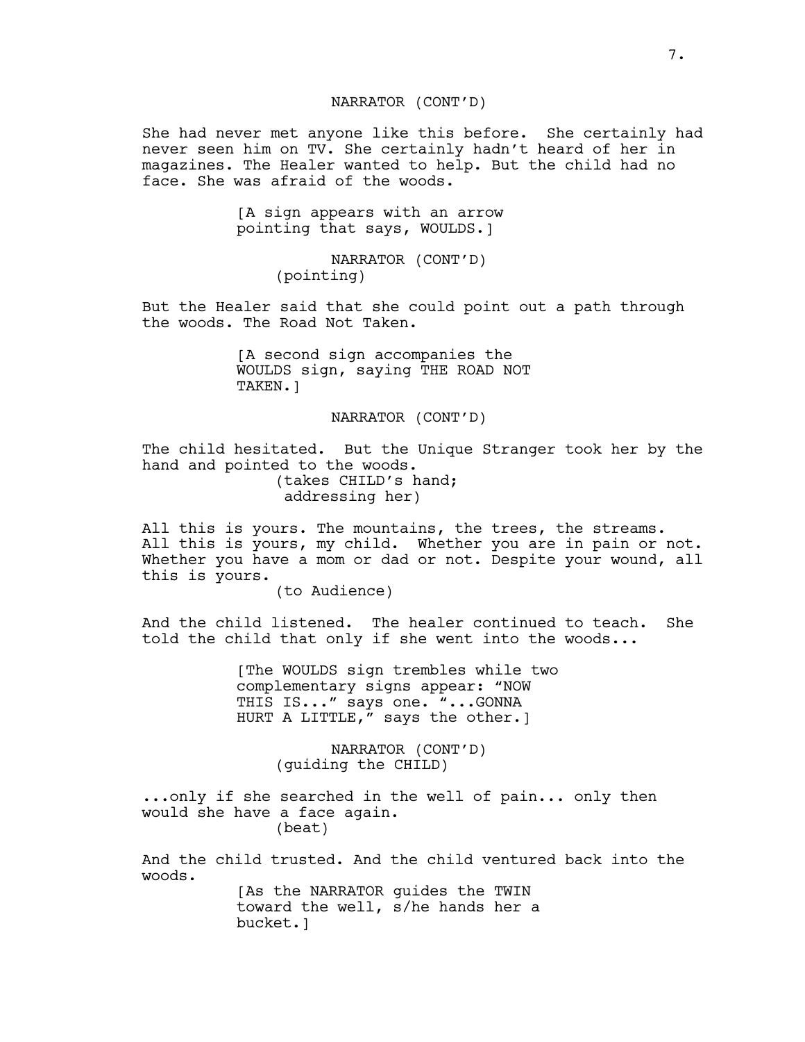NARRATOR (CONT'D)

She had never met anyone like this before. She certainly had never seen him on TV. She certainly hadn't heard of her in magazines. The Healer wanted to help. But the child had no face. She was afraid of the woods.

[A sign appears with an arrow pointing that says, WOULDS.]

NARRATOR (CONT'D)
(pointing)

But the Healer said that she could point out a path through the woods. The Road Not Taken.

[A second sign accompanies the WOULDS sign, saying THE ROAD NOT TAKEN.]

NARRATOR (CONT'D)

The child hesitated. But the Unique Stranger took her by the hand and pointed to the woods.
(takes CHILD's hand; addressing her)

All this is yours. The mountains, the trees, the streams. All this is yours, my child. Whether you are in pain or not. Whether you have a mom or dad or not. Despite your wound, all this is yours.
(to Audience)

And the child listened. The healer continued to teach. She told the child that only if she went into the woods...

[The WOULDS sign trembles while two complementary signs appear: "NOW THIS IS..." says one. "...GONNA HURT A LITTLE," says the other.]

NARRATOR (CONT'D)
(guiding the CHILD)

...only if she searched in the well of pain... only then would she have a face again.
(beat)

And the child trusted. And the child ventured back into the woods.

[As the NARRATOR guides the TWIN toward the well, s/he hands her a bucket.]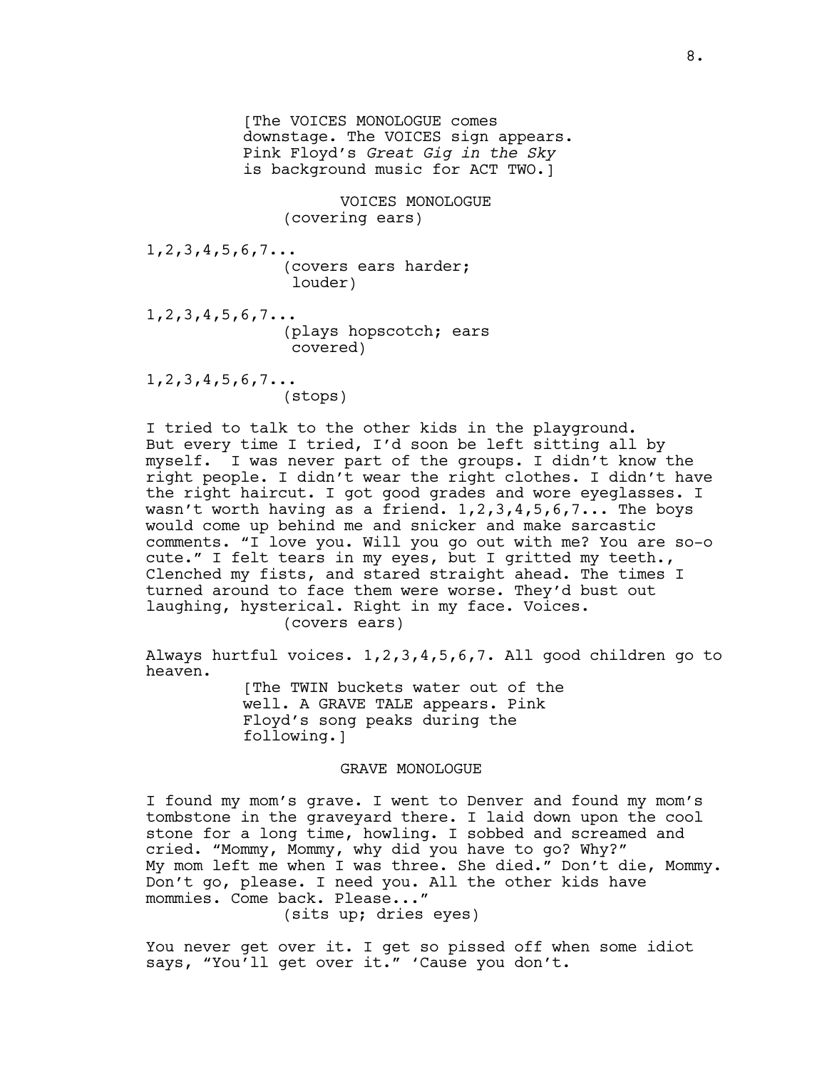[The VOICES MONOLOGUE comes downstage. The VOICES sign appears. Pink Floyd's *Great Gig in the Sky* is background music for ACT TWO.]

VOICES MONOLOGUE
(covering ears)

1,2,3,4,5,6,7...

(covers ears harder; louder)

1,2,3,4,5,6,7...

(plays hopscotch; ears covered)

1,2,3,4,5,6,7...

(stops)

I tried to talk to the other kids in the playground. But every time I tried, I'd soon be left sitting all by myself. I was never part of the groups. I didn't know the right people. I didn't wear the right clothes. I didn't have the right haircut. I got good grades and wore eyeglasses. I wasn't worth having as a friend. 1,2,3,4,5,6,7... The boys would come up behind me and snicker and make sarcastic comments. "I love you. Will you go out with me? You are so-o cute." I felt tears in my eyes, but I gritted my teeth., Clenched my fists, and stared straight ahead. The times I turned around to face them were worse. They'd bust out laughing, hysterical. Right in my face. Voices.

(covers ears)

Always hurtful voices. 1,2,3,4,5,6,7. All good children go to heaven.

[The TWIN buckets water out of the well. A GRAVE TALE appears. Pink Floyd's song peaks during the following.]

GRAVE MONOLOGUE

I found my mom's grave. I went to Denver and found my mom's tombstone in the graveyard there. I laid down upon the cool stone for a long time, howling. I sobbed and screamed and cried. "Mommy, Mommy, why did you have to go? Why?" My mom left me when I was three. She died." Don't die, Mommy. Don't go, please. I need you. All the other kids have mommies. Come back. Please..."

(sits up; dries eyes)

You never get over it. I get so pissed off when some idiot says, "You'll get over it." 'Cause you don't.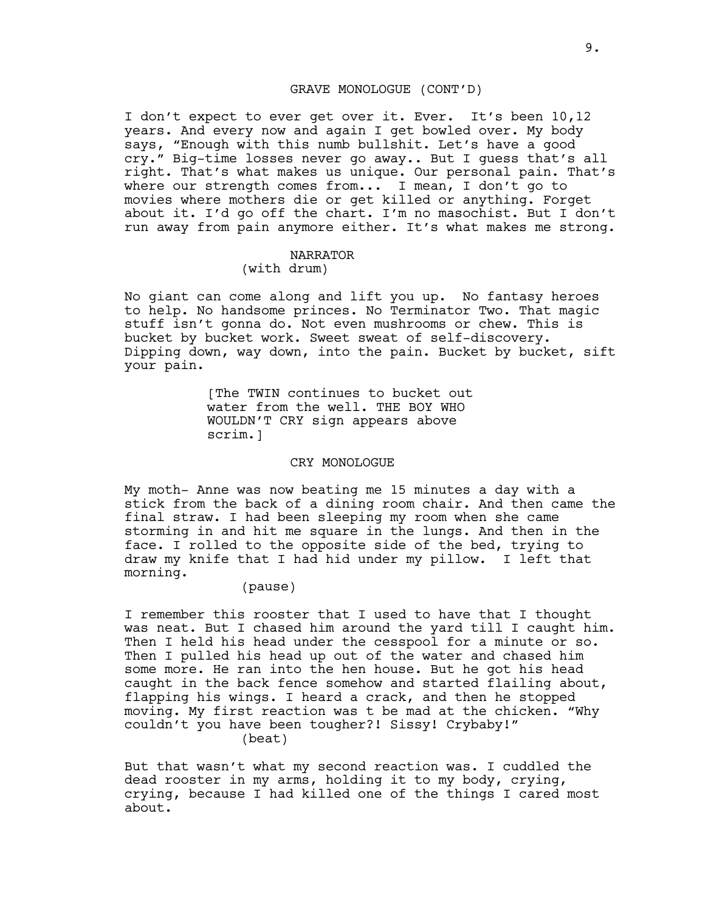GRAVE MONOLOGUE (CONT'D)

I don't expect to ever get over it. Ever. It's been 10,12 years. And every now and again I get bowled over. My body says, "Enough with this numb bullshit. Let's have a good cry." Big-time losses never go away.. But I guess that's all right. That's what makes us unique. Our personal pain. That's where our strength comes from... I mean, I don't go to movies where mothers die or get killed or anything. Forget about it. I'd go off the chart. I'm no masochist. But I don't run away from pain anymore either. It's what makes me strong.

NARRATOR
(with drum)

No giant can come along and lift you up. No fantasy heroes to help. No handsome princes. No Terminator Two. That magic stuff isn't gonna do. Not even mushrooms or chew. This is bucket by bucket work. Sweet sweat of self-discovery. Dipping down, way down, into the pain. Bucket by bucket, sift your pain.

[The TWIN continues to bucket out water from the well. THE BOY WHO WOULDN'T CRY sign appears above scrim.]

CRY MONOLOGUE

My moth- Anne was now beating me 15 minutes a day with a stick from the back of a dining room chair. And then came the final straw. I had been sleeping my room when she came storming in and hit me square in the lungs. And then in the face. I rolled to the opposite side of the bed, trying to draw my knife that I had hid under my pillow. I left that morning.

(pause)

I remember this rooster that I used to have that I thought was neat. But I chased him around the yard till I caught him. Then I held his head under the cesspool for a minute or so. Then I pulled his head up out of the water and chased him some more. He ran into the hen house. But he got his head caught in the back fence somehow and started flailing about, flapping his wings. I heard a crack, and then he stopped moving. My first reaction was t be mad at the chicken. "Why couldn't you have been tougher?! Sissy! Crybaby!"

(beat)

But that wasn't what my second reaction was. I cuddled the dead rooster in my arms, holding it to my body, crying, crying, because I had killed one of the things I cared most about.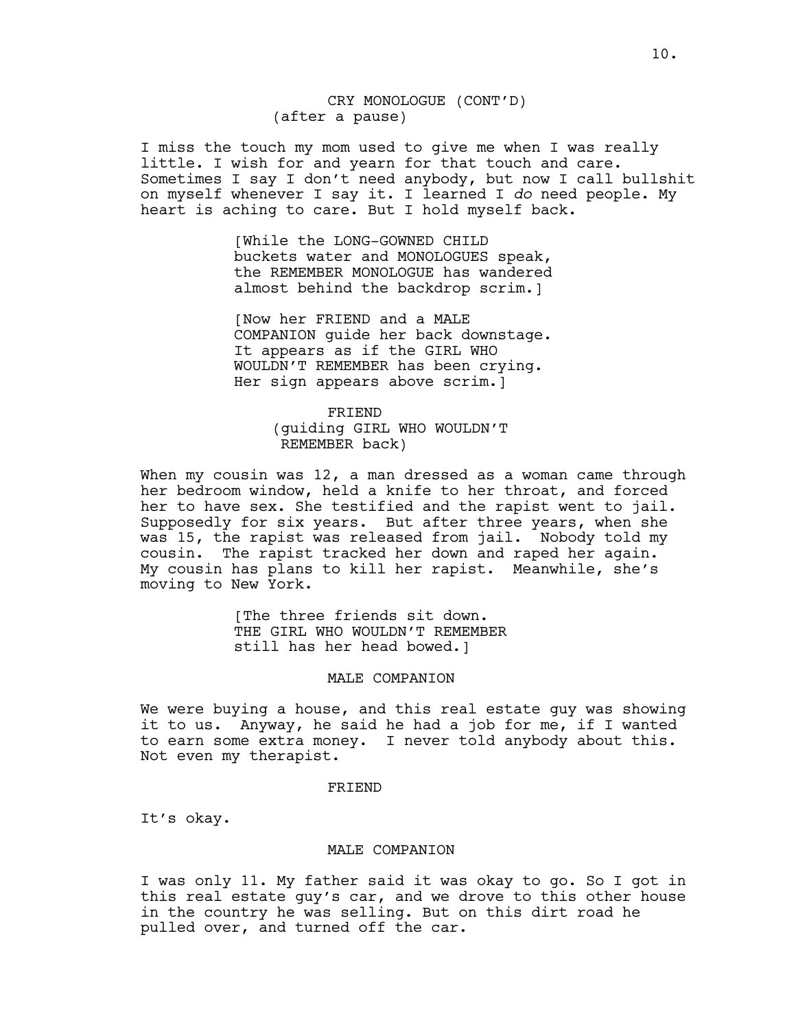CRY MONOLOGUE (CONT'D)
(after a pause)

I miss the touch my mom used to give me when I was really little. I wish for and yearn for that touch and care. Sometimes I say I don't need anybody, but now I call bullshit on myself whenever I say it. I learned I *do* need people. My heart is aching to care. But I hold myself back.

[While the LONG-GOWNED CHILD buckets water and MONOLOGUES speak, the REMEMBER MONOLOGUE has wandered almost behind the backdrop scrim.]

[Now her FRIEND and a MALE COMPANION guide her back downstage. It appears as if the GIRL WHO WOULDN'T REMEMBER has been crying. Her sign appears above scrim.]

FRIEND
(guiding GIRL WHO WOULDN'T REMEMBER back)

When my cousin was 12, a man dressed as a woman came through her bedroom window, held a knife to her throat, and forced her to have sex. She testified and the rapist went to jail. Supposedly for six years. But after three years, when she was 15, the rapist was released from jail. Nobody told my cousin. The rapist tracked her down and raped her again. My cousin has plans to kill her rapist. Meanwhile, she's moving to New York.

[The three friends sit down. THE GIRL WHO WOULDN'T REMEMBER still has her head bowed.]

MALE COMPANION

We were buying a house, and this real estate guy was showing it to us. Anyway, he said he had a job for me, if I wanted to earn some extra money. I never told anybody about this. Not even my therapist.

FRIEND

It's okay.

MALE COMPANION

I was only 11. My father said it was okay to go. So I got in this real estate guy's car, and we drove to this other house in the country he was selling. But on this dirt road he pulled over, and turned off the car.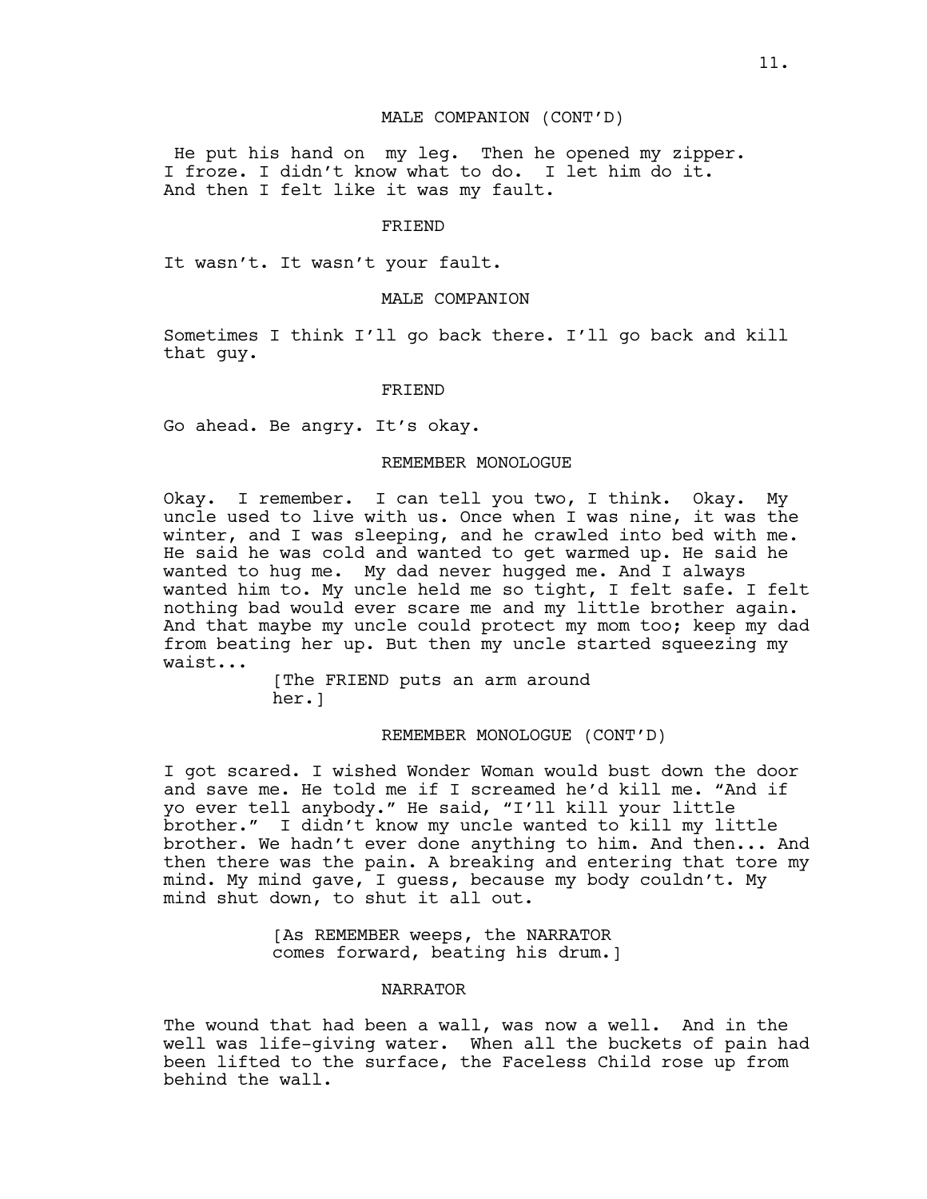MALE COMPANION (CONT'D)

He put his hand on my leg. Then he opened my zipper. I froze. I didn't know what to do. I let him do it. And then I felt like it was my fault.

FRIEND

It wasn't. It wasn't your fault.

MALE COMPANION

Sometimes I think I'll go back there. I'll go back and kill that guy.

FRIEND

Go ahead. Be angry. It's okay.

REMEMBER MONOLOGUE

Okay. I remember. I can tell you two, I think. Okay. My uncle used to live with us. Once when I was nine, it was the winter, and I was sleeping, and he crawled into bed with me. He said he was cold and wanted to get warmed up. He said he wanted to hug me. My dad never hugged me. And I always wanted him to. My uncle held me so tight, I felt safe. I felt nothing bad would ever scare me and my little brother again. And that maybe my uncle could protect my mom too; keep my dad from beating her up. But then my uncle started squeezing my waist...

[The FRIEND puts an arm around her.]

REMEMBER MONOLOGUE (CONT'D)

I got scared. I wished Wonder Woman would bust down the door and save me. He told me if I screamed he'd kill me. "And if yo ever tell anybody." He said, "I'll kill your little brother." I didn't know my uncle wanted to kill my little brother. We hadn't ever done anything to him. And then... And then there was the pain. A breaking and entering that tore my mind. My mind gave, I guess, because my body couldn't. My mind shut down, to shut it all out.

[As REMEMBER weeps, the NARRATOR comes forward, beating his drum.]

NARRATOR

The wound that had been a wall, was now a well. And in the well was life-giving water. When all the buckets of pain had been lifted to the surface, the Faceless Child rose up from behind the wall.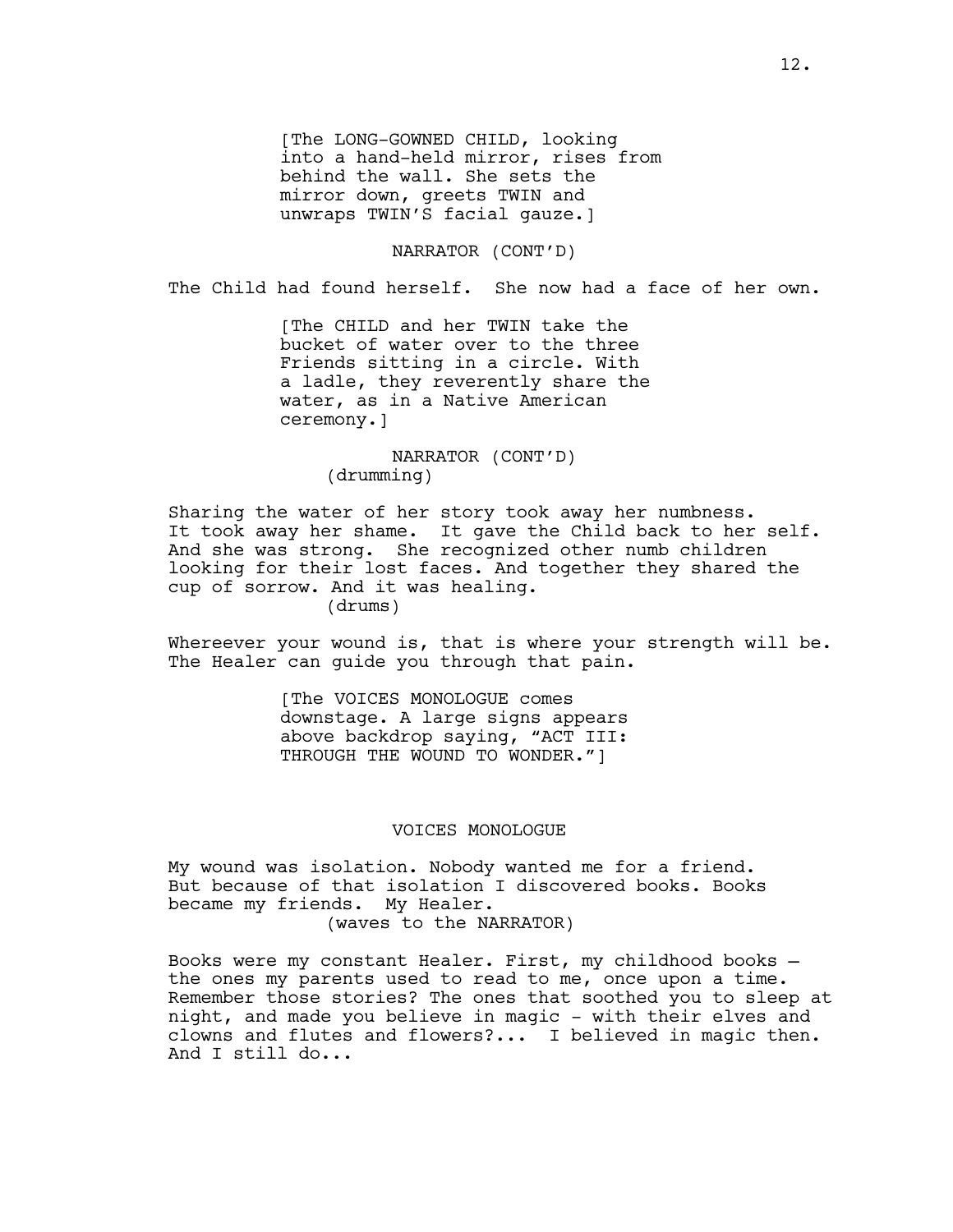[The LONG-GOWNED CHILD, looking into a hand-held mirror, rises from behind the wall. She sets the mirror down, greets TWIN and unwraps TWIN'S facial gauze.]

NARRATOR (CONT'D)

The Child had found herself. She now had a face of her own.

[The CHILD and her TWIN take the bucket of water over to the three Friends sitting in a circle. With a ladle, they reverently share the water, as in a Native American ceremony.]

NARRATOR (CONT'D)
(drumming)

Sharing the water of her story took away her numbness. It took away her shame. It gave the Child back to her self. And she was strong. She recognized other numb children looking for their lost faces. And together they shared the cup of sorrow. And it was healing.
(drums)

Whereever your wound is, that is where your strength will be. The Healer can guide you through that pain.

[The VOICES MONOLOGUE comes downstage. A large signs appears above backdrop saying, "ACT III: THROUGH THE WOUND TO WONDER."]

VOICES MONOLOGUE

My wound was isolation. Nobody wanted me for a friend. But because of that isolation I discovered books. Books became my friends. My Healer.
(waves to the NARRATOR)

Books were my constant Healer. First, my childhood books – the ones my parents used to read to me, once upon a time. Remember those stories? The ones that soothed you to sleep at night, and made you believe in magic - with their elves and clowns and flutes and flowers?... I believed in magic then. And I still do...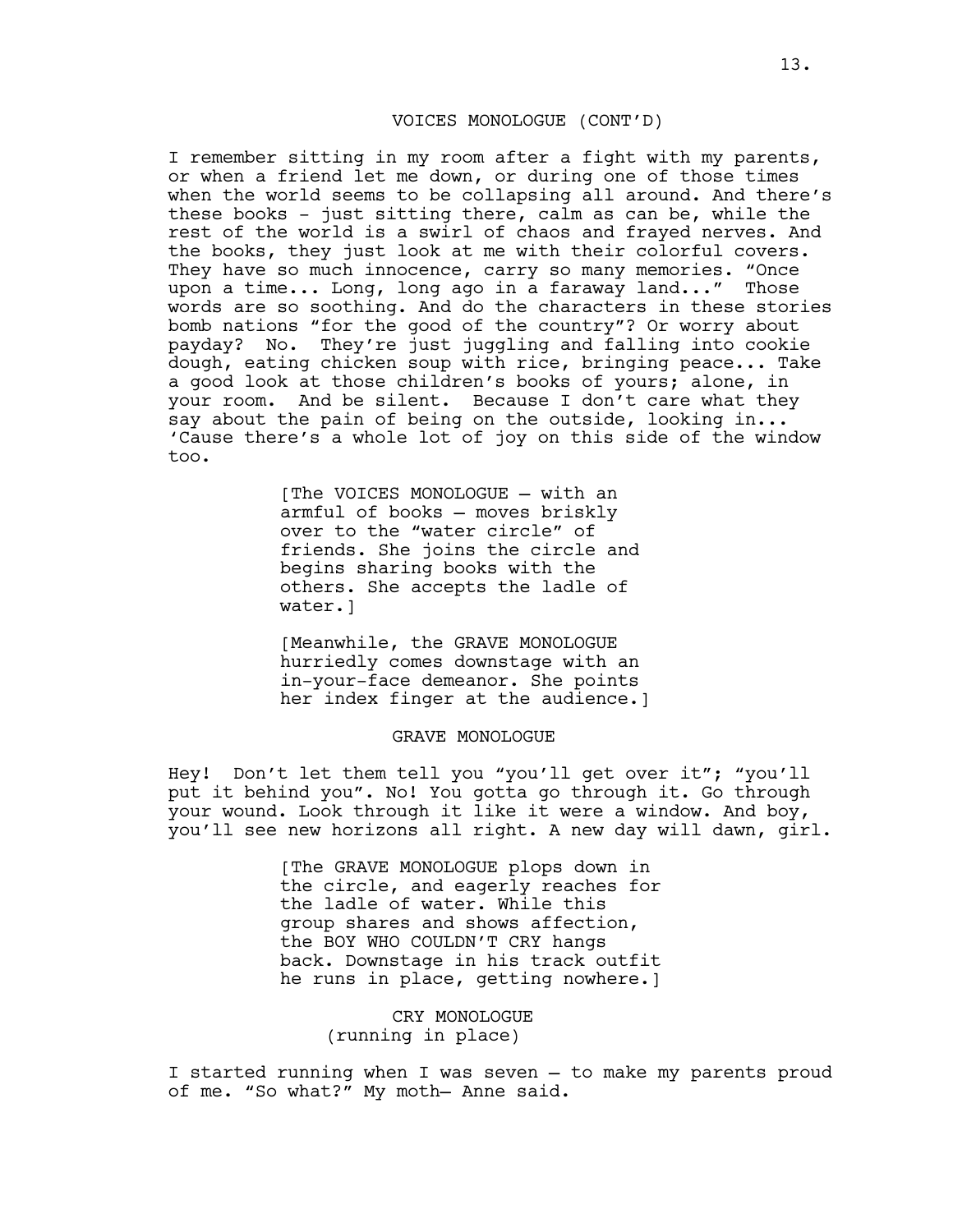VOICES MONOLOGUE (CONT'D)

I remember sitting in my room after a fight with my parents, or when a friend let me down, or during one of those times when the world seems to be collapsing all around. And there's these books - just sitting there, calm as can be, while the rest of the world is a swirl of chaos and frayed nerves. And the books, they just look at me with their colorful covers. They have so much innocence, carry so many memories. "Once upon a time... Long, long ago in a faraway land..." Those words are so soothing. And do the characters in these stories bomb nations "for the good of the country"? Or worry about payday? No. They're just juggling and falling into cookie dough, eating chicken soup with rice, bringing peace... Take a good look at those children's books of yours; alone, in your room. And be silent. Because I don't care what they say about the pain of being on the outside, looking in... 'Cause there's a whole lot of joy on this side of the window too.

[The VOICES MONOLOGUE – with an armful of books – moves briskly over to the "water circle" of friends. She joins the circle and begins sharing books with the others. She accepts the ladle of water.]

[Meanwhile, the GRAVE MONOLOGUE hurriedly comes downstage with an in-your-face demeanor. She points her index finger at the audience.]

GRAVE MONOLOGUE

Hey! Don't let them tell you "you'll get over it"; "you'll put it behind you". No! You gotta go through it. Go through your wound. Look through it like it were a window. And boy, you'll see new horizons all right. A new day will dawn, girl.

[The GRAVE MONOLOGUE plops down in the circle, and eagerly reaches for the ladle of water. While this group shares and shows affection, the BOY WHO COULDN'T CRY hangs back. Downstage in his track outfit he runs in place, getting nowhere.]

CRY MONOLOGUE
(running in place)

I started running when I was seven – to make my parents proud of me. "So what?" My moth– Anne said.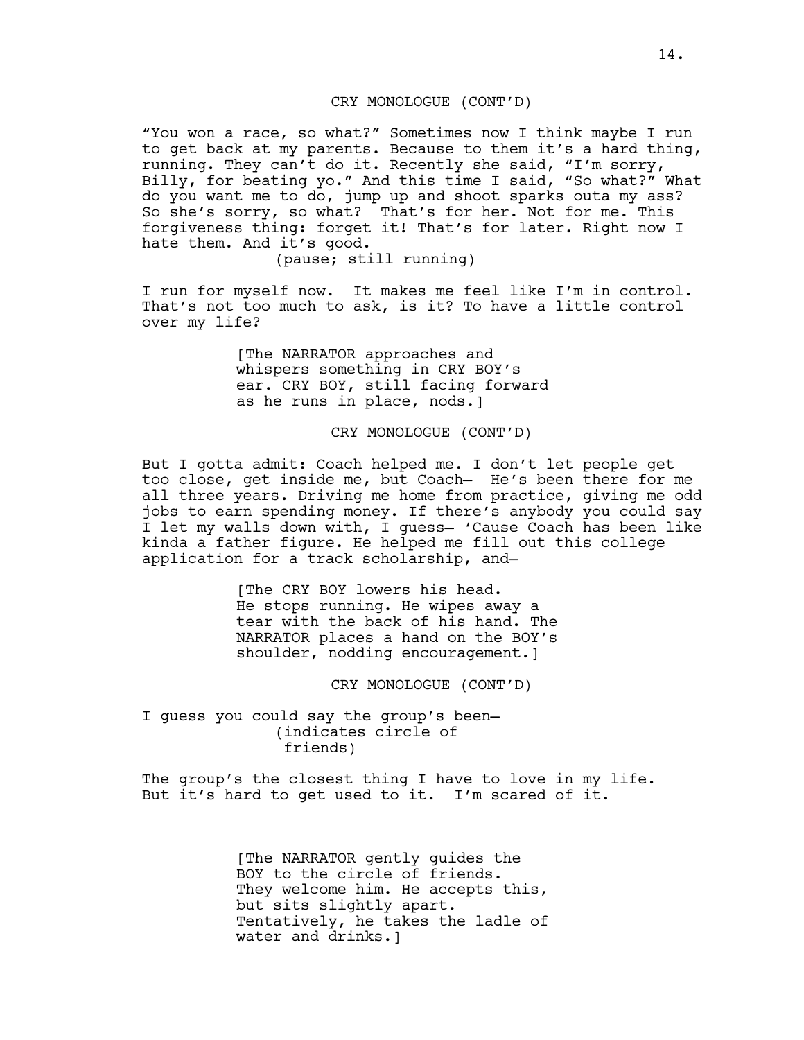CRY MONOLOGUE (CONT'D)

"You won a race, so what?" Sometimes now I think maybe I run to get back at my parents. Because to them it's a hard thing, running. They can't do it. Recently she said, "I'm sorry, Billy, for beating yo." And this time I said, "So what?" What do you want me to do, jump up and shoot sparks outa my ass? So she's sorry, so what? That's for her. Not for me. This forgiveness thing: forget it! That's for later. Right now I hate them. And it's good.

(pause; still running)

I run for myself now. It makes me feel like I'm in control. That's not too much to ask, is it? To have a little control over my life?

[The NARRATOR approaches and whispers something in CRY BOY's ear. CRY BOY, still facing forward as he runs in place, nods.]

CRY MONOLOGUE (CONT'D)

But I gotta admit: Coach helped me. I don't let people get too close, get inside me, but Coach— He's been there for me all three years. Driving me home from practice, giving me odd jobs to earn spending money. If there's anybody you could say I let my walls down with, I guess— 'Cause Coach has been like kinda a father figure. He helped me fill out this college application for a track scholarship, and—

[The CRY BOY lowers his head. He stops running. He wipes away a tear with the back of his hand. The NARRATOR places a hand on the BOY's shoulder, nodding encouragement.]

CRY MONOLOGUE (CONT'D)

I guess you could say the group's been—

(indicates circle of friends)

The group's the closest thing I have to love in my life. But it's hard to get used to it. I'm scared of it.

[The NARRATOR gently guides the BOY to the circle of friends. They welcome him. He accepts this, but sits slightly apart. Tentatively, he takes the ladle of water and drinks.]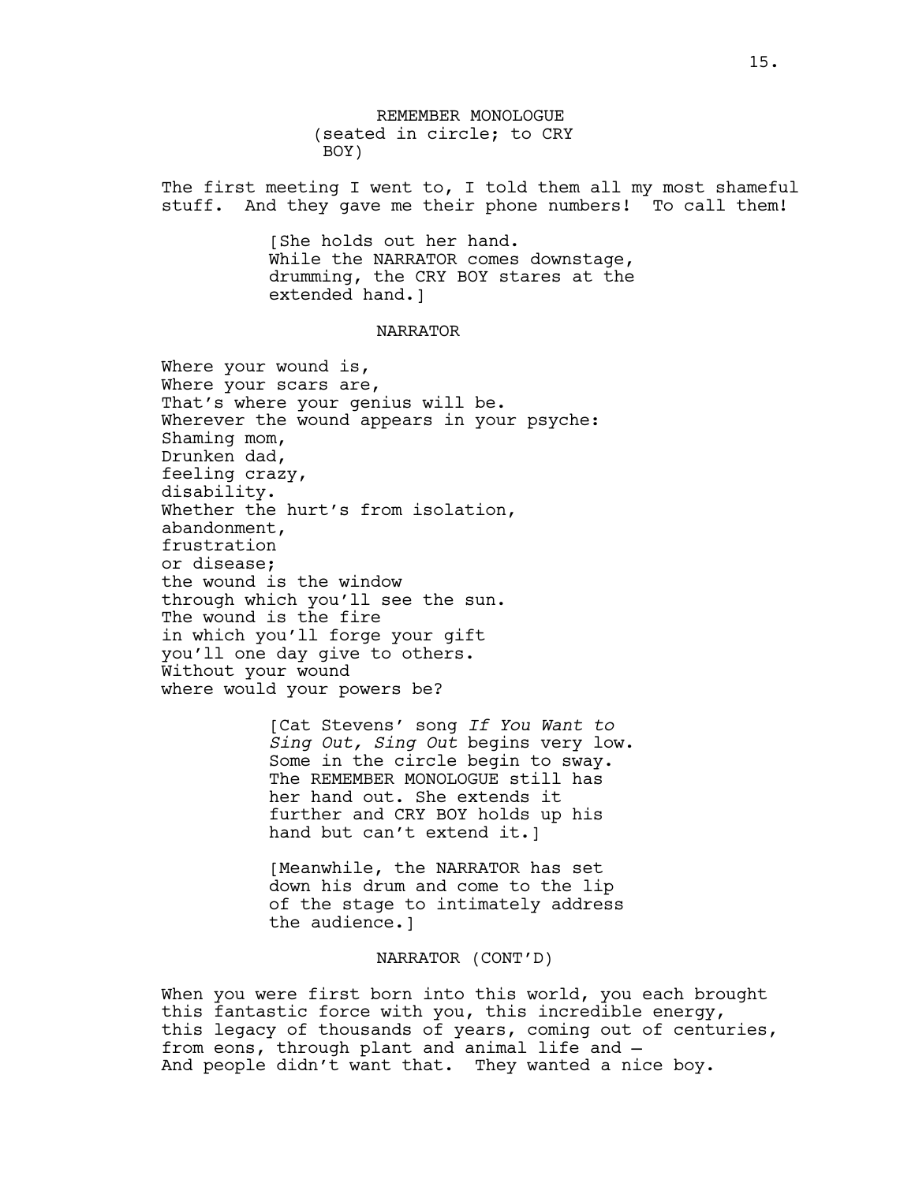REMEMBER MONOLOGUE
(seated in circle; to CRY BOY)

The first meeting I went to, I told them all my most shameful stuff. And they gave me their phone numbers! To call them!

[She holds out her hand.
While the NARRATOR comes downstage, drumming, the CRY BOY stares at the extended hand.]

NARRATOR

Where your wound is,
Where your scars are,
That's where your genius will be.
Wherever the wound appears in your psyche:
Shaming mom,
Drunken dad,
feeling crazy,
disability.
Whether the hurt's from isolation,
abandonment,
frustration
or disease;
the wound is the window
through which you'll see the sun.
The wound is the fire
in which you'll forge your gift
you'll one day give to others.
Without your wound
where would your powers be?

[Cat Stevens' song *If You Want to Sing Out, Sing Out* begins very low. Some in the circle begin to sway. The REMEMBER MONOLOGUE still has her hand out. She extends it further and CRY BOY holds up his hand but can't extend it.]

[Meanwhile, the NARRATOR has set down his drum and come to the lip of the stage to intimately address the audience.]

NARRATOR (CONT'D)

When you were first born into this world, you each brought this fantastic force with you, this incredible energy, this legacy of thousands of years, coming out of centuries, from eons, through plant and animal life and –
And people didn't want that. They wanted a nice boy.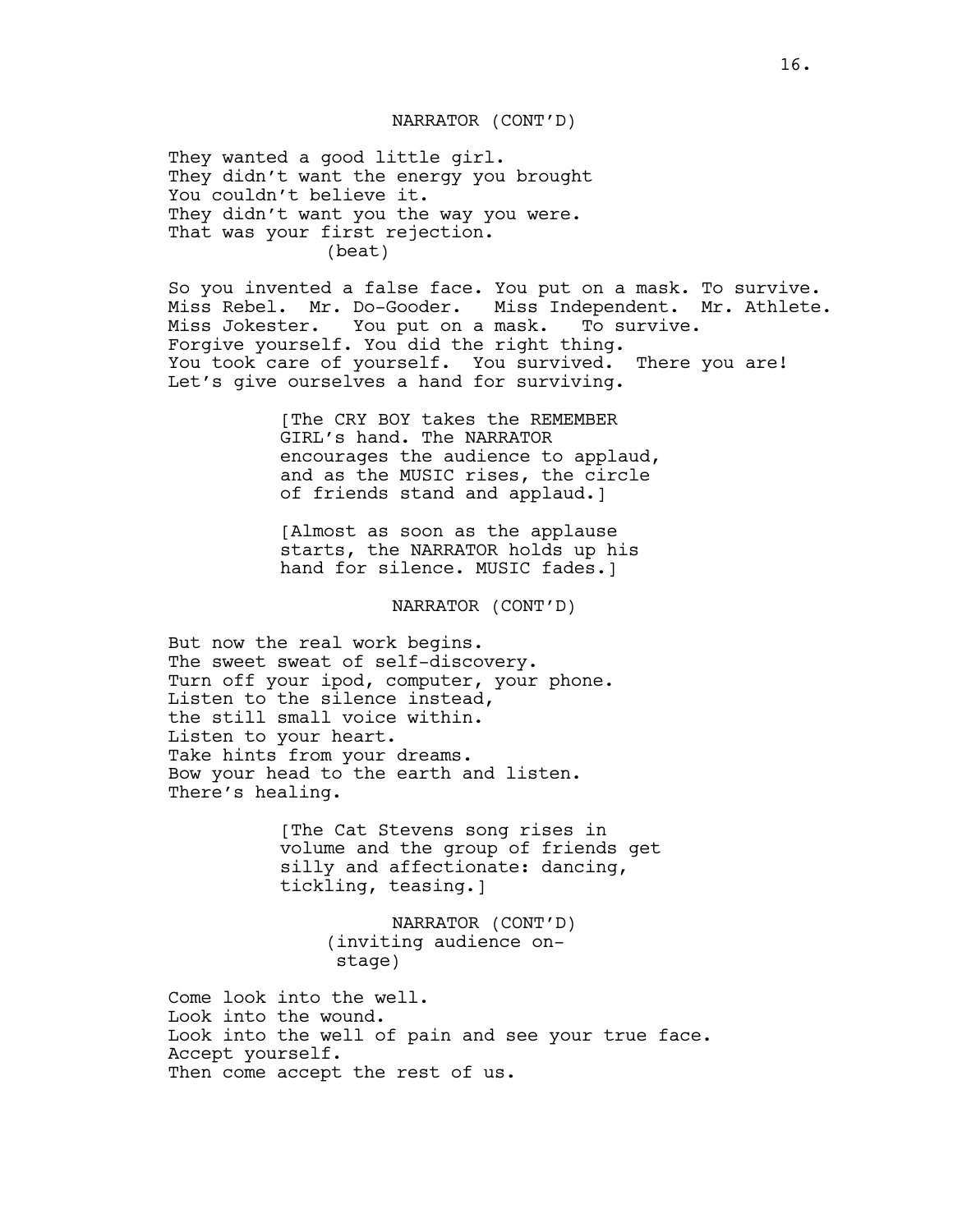NARRATOR (CONT'D)

They wanted a good little girl.
They didn't want the energy you brought
You couldn't believe it.
They didn't want you the way you were.
That was your first rejection.
(beat)

So you invented a false face. You put on a mask. To survive.
Miss Rebel. Mr. Do-Gooder. Miss Independent. Mr. Athlete.
Miss Jokester. You put on a mask. To survive.
Forgive yourself. You did the right thing.
You took care of yourself. You survived. There you are!
Let's give ourselves a hand for surviving.

[The CRY BOY takes the REMEMBER GIRL's hand. The NARRATOR encourages the audience to applaud, and as the MUSIC rises, the circle of friends stand and applaud.]

[Almost as soon as the applause starts, the NARRATOR holds up his hand for silence. MUSIC fades.]

NARRATOR (CONT'D)

But now the real work begins.
The sweet sweat of self-discovery.
Turn off your ipod, computer, your phone.
Listen to the silence instead,
the still small voice within.
Listen to your heart.
Take hints from your dreams.
Bow your head to the earth and listen.
There's healing.

[The Cat Stevens song rises in volume and the group of friends get silly and affectionate: dancing, tickling, teasing.]

NARRATOR (CONT'D)
(inviting audience on-stage)

Come look into the well.
Look into the wound.
Look into the well of pain and see your true face.
Accept yourself.
Then come accept the rest of us.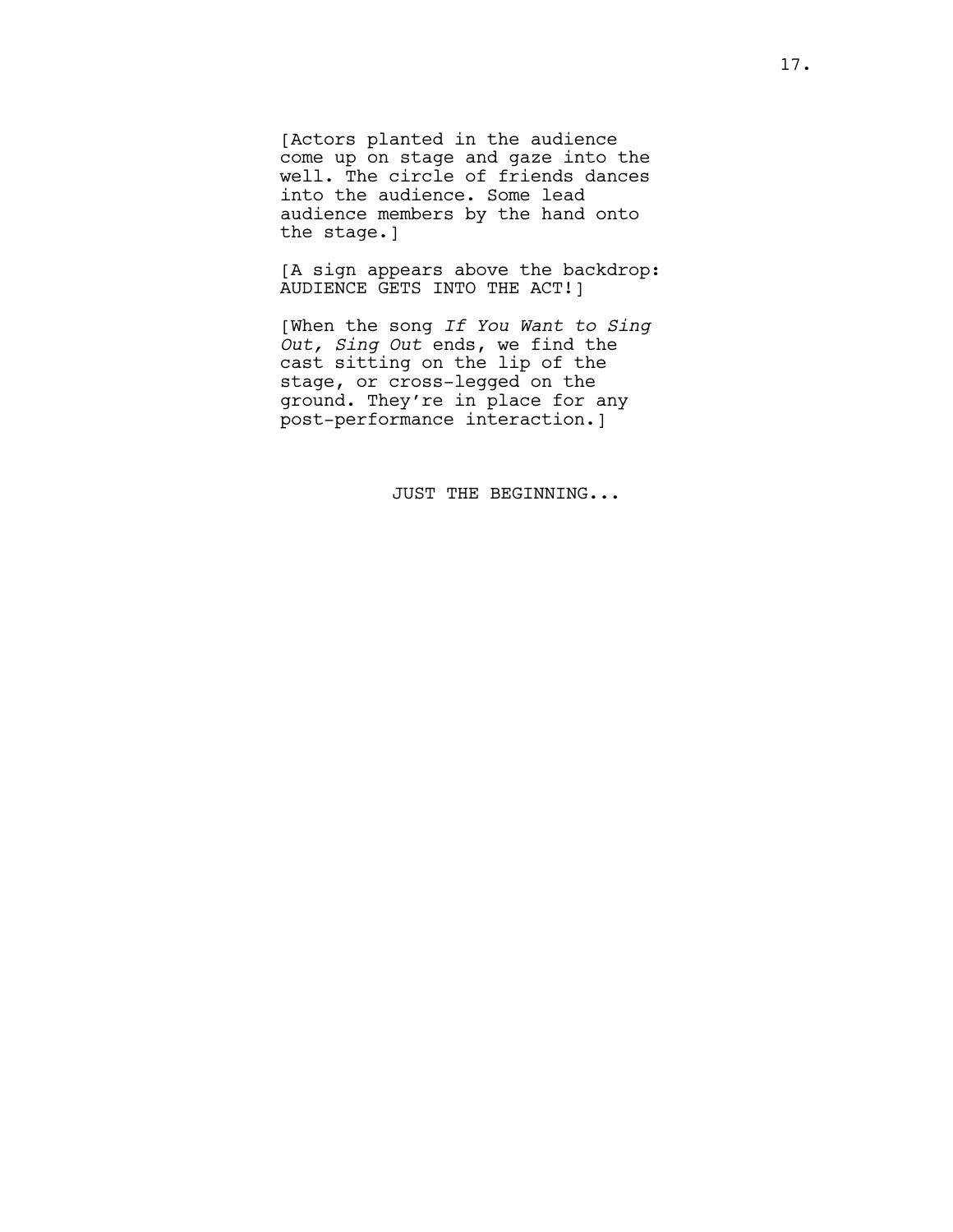[Actors planted in the audience come up on stage and gaze into the well. The circle of friends dances into the audience. Some lead audience members by the hand onto the stage.]

[A sign appears above the backdrop: AUDIENCE GETS INTO THE ACT!]

[When the song *If You Want to Sing Out, Sing Out* ends, we find the cast sitting on the lip of the stage, or cross-legged on the ground. They're in place for any post-performance interaction.]

JUST THE BEGINNING...